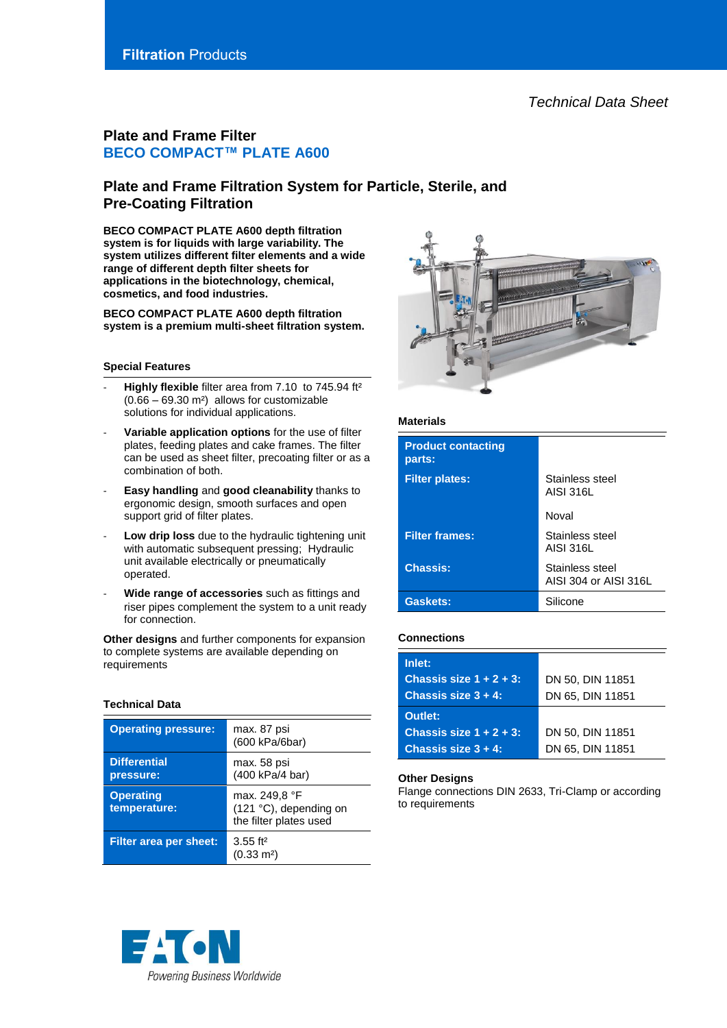Filtration Products

*Technical Data Sheet*

## Plate and Frame Filter

## BECO COMPACT™ PLATE A600

# Plate and Frame Filtration System for Particle, Sterile, and Pre-Coating Filtration

**BECO COMPACT PLATE A600 depth filtration system is for liquids with large variability. The system utilizes different filter elements and a wide range of different depth filter sheets for applications in the biotechnology, chemical, cosmetics, and food industries.**

**BECO COMPACT PLATE A600 depth filtration system is a premium multi-sheet filtration system.**

### Special Features

- **Highly flexible** filter area from 7.10 to 745.94 ft² (0.66 – 69.30 m²) allows for customizable solutions for individual applications.
- **Variable application options** for the use of filter plates, feeding plates and cake frames. The filter can be used as sheet filter, precoating filter or as a combination of both.
- **Easy handling** and **good cleanability** thanks to ergonomic design, smooth surfaces and open support grid of filter plates.
- **Low drip loss** due to the hydraulic tightening unit with automatic subsequent pressing; Hydraulic unit available electrically or pneumatically operated.
- **Wide range of accessories** such as fittings and riser pipes complement the system to a unit ready for connection.

**Other designs** and further components for expansion to complete systems are available depending on requirements

### Technical Data

| | |
|---|---|
| **Operating pressure:** | max. 87 psi (600 kPa/6bar) |
| **Differential pressure:** | max. 58 psi (400 kPa/4 bar) |
| **Operating temperature:** | max. 249,8 °F (121 °C), depending on the filter plates used |
| **Filter area per sheet:** | 3.55 ft² (0.33 m²) |

### Materials

| | |
|---|---|
| **Product contacting parts:** | |
| **Filter plates:** | Stainless steel AISI 316L<br><br>Noval |
| **Filter frames:** | Stainless steel AISI 316L |
| **Chassis:** | Stainless steel AISI 304 or AISI 316L |
| **Gaskets:** | Silicone |

### Connections

| | |
|---|---|
| **Inlet:** | |
| **Chassis size 1 + 2 + 3:** | DN 50, DIN 11851 |
| **Chassis size 3 + 4:** | DN 65, DIN 11851 |
| **Outlet:** | |
| **Chassis size 1 + 2 + 3:** | DN 50, DIN 11851 |
| **Chassis size 3 + 4:** | DN 65, DIN 11851 |

**Other Designs**

Flange connections DIN 2633, Tri-Clamp or according to requirements

EATON

*Powering Business Worldwide*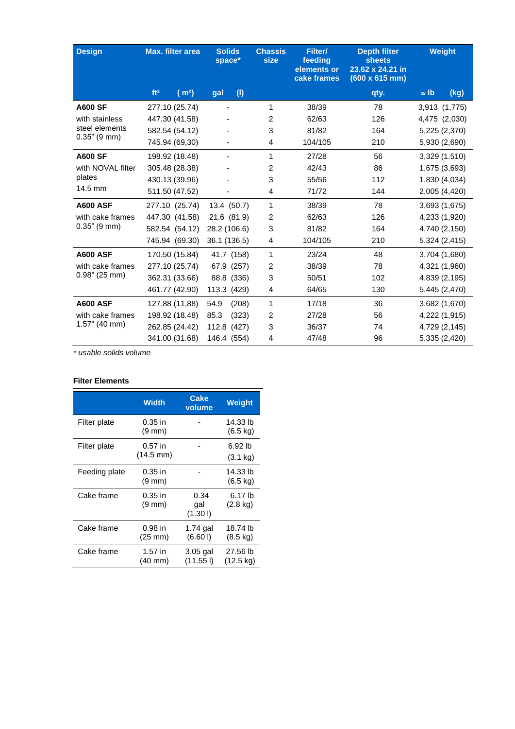| Design | Max. filter area | | Solids space* | | Chassis size | Filter/ feeding elements or cake frames | Depth filter sheets 23.62 x 24.21 in (600 x 615 mm) | Weight | |
|---|---|---|---|---|---|---|---|---|---|
| | ft² | ( m²) | gal | (l) | | | qty. | ≈ lb | (kg) |
| **A600 SF** | 277.10 | (25.74) | - | | 1 | 38/39 | 78 | 3,913 | (1,775) |
| with stainless | 447.30 | (41.58) | - | | 2 | 62/63 | 126 | 4,475 | (2,030) |
| steel elements | 582.54 | (54.12) | - | | 3 | 81/82 | 164 | 5,225 | (2,370) |
| 0.35" (9 mm) | 745.94 | (69,30) | - | | 4 | 104/105 | 210 | 5,930 | (2,690) |
| **A600 SF** | 198.92 | (18.48) | - | | 1 | 27/28 | 56 | 3,329 | (1.510) |
| with NOVAL filter | 305.48 | (28.38) | - | | 2 | 42/43 | 86 | 1,675 | (3,693) |
| plates | 430.13 | (39.96) | - | | 3 | 55/56 | 112 | 1,830 | (4,034) |
| 14.5 mm | 511.50 | (47.52) | - | | 4 | 71/72 | 144 | 2,005 | (4,420) |
| **A600 ASF** | 277.10 | (25.74) | 13.4 | (50.7) | 1 | 38/39 | 78 | 3,693 | (1,675) |
| with cake frames | 447.30 | (41.58) | 21.6 | (81.9) | 2 | 62/63 | 126 | 4,233 | (1,920) |
| 0.35" (9 mm) | 582.54 | (54.12) | 28.2 | (106.6) | 3 | 81/82 | 164 | 4,740 | (2,150) |
| | 745.94 | (69.30) | 36.1 | (136.5) | 4 | 104/105 | 210 | 5,324 | (2,415) |
| **A600 ASF** | 170.50 | (15.84) | 41.7 | (158) | 1 | 23/24 | 48 | 3,704 | (1,680) |
| with cake frames | 277.10 | (25.74) | 67.9 | (257) | 2 | 38/39 | 78 | 4,321 | (1,960) |
| 0.98" (25 mm) | 362.31 | (33.66) | 88.8 | (336) | 3 | 50/51 | 102 | 4,839 | (2,195) |
| | 461.77 | (42.90) | 113.3 | (429) | 4 | 64/65 | 130 | 5,445 | (2,470) |
| **A600 ASF** | 127.88 | (11,88) | 54.9 | (208) | 1 | 17/18 | 36 | 3,682 | (1,670) |
| with cake frames | 198.92 | (18.48) | 85.3 | (323) | 2 | 27/28 | 56 | 4,222 | (1,915) |
| 1.57" (40 mm) | 262.85 | (24.42) | 112.8 | (427) | 3 | 36/37 | 74 | 4,729 | (2,145) |
| | 341.00 | (31.68) | 146.4 | (554) | 4 | 47/48 | 96 | 5,335 | (2,420) |

*\* usable solids volume*

**Filter Elements**

| | Width | Cake volume | Weight |
|---|---|---|---|
| Filter plate | 0.35 in (9 mm) | - | 14.33 lb (6.5 kg) |
| Filter plate | 0.57 in (14.5 mm) | - | 6.92 lb (3.1 kg) |
| Feeding plate | 0.35 in (9 mm) | - | 14.33 lb (6.5 kg) |
| Cake frame | 0.35 in (9 mm) | 0.34 gal (1.30 l) | 6.17 lb (2.8 kg) |
| Cake frame | 0.98 in (25 mm) | 1.74 gal (6.60 l) | 18.74 lb (8.5 kg) |
| Cake frame | 1.57 in (40 mm) | 3.05 gal (11.55 l) | 27.56 lb (12.5 kg) |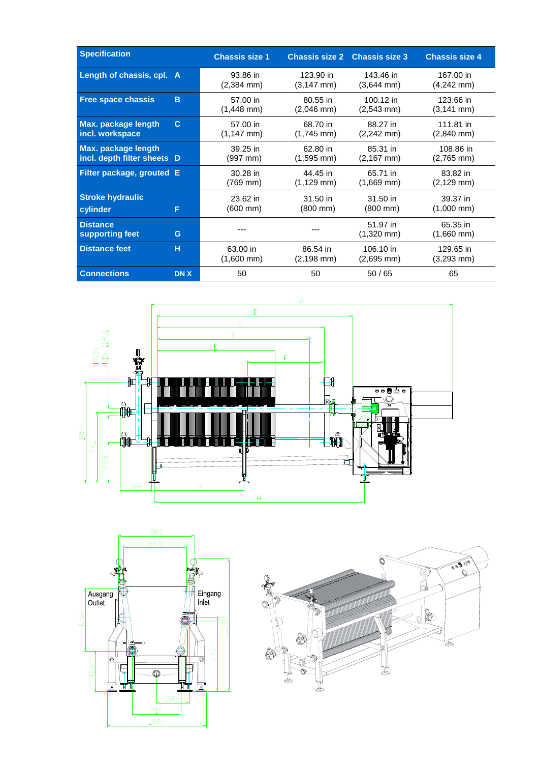| Specification | | Chassis size 1 | Chassis size 2 | Chassis size 3 | Chassis size 4 |
|---|---|---|---|---|---|
| Length of chassis, cpl. | A | 93.86 in (2,384 mm) | 123.90 in (3,147 mm) | 143.46 in (3,644 mm) | 167.00 in (4,242 mm) |
| Free space chassis | B | 57.00 in (1,448 mm) | 80.55 in (2,046 mm) | 100.12 in (2,543 mm) | 123.66 in (3,141 mm) |
| Max. package length incl. workspace | C | 57.00 in (1,147 mm) | 68.70 in (1,745 mm) | 88.27 in (2,242 mm) | 111.81 in (2,840 mm) |
| Max. package length incl. depth filter sheets | D | 39.25 in (997 mm) | 62.80 in (1,595 mm) | 85.31 in (2,167 mm) | 108.86 in (2,765 mm) |
| Filter package, grouted | E | 30.28 in (769 mm) | 44.45 in (1,129 mm) | 65.71 in (1,669 mm) | 83.82 in (2,129 mm) |
| Stroke hydraulic cylinder | F | 23.62 in (600 mm) | 31.50 in (800 mm) | 31.50 in (800 mm) | 39.37 in (1,000 mm) |
| Distance supporting feet | G | --- | --- | 51.97 in (1,320 mm) | 65.35 in (1,660 mm) |
| Distance feet | H | 63.00 in (1,600 mm) | 86.54 in (2,198 mm) | 106.10 in (2,695 mm) | 129.65 in (3,293 mm) |
| Connections | DN X | 50 | 50 | 50 / 65 | 65 |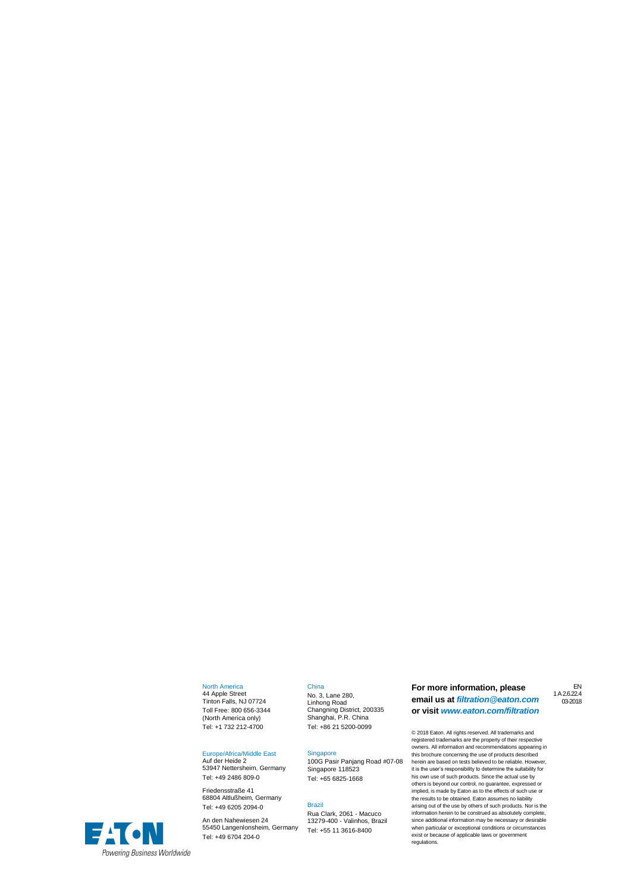North America
44 Apple Street
Tinton Falls, NJ 07724
Toll Free: 800 656-3344
(North America only)
Tel: +1 732 212-4700

Europe/Africa/Middle East
Auf der Heide 2
53947 Nettersheim, Germany
Tel: +49 2486 809-0

Friedensstraße 41
68804 Altlußheim, Germany
Tel: +49 6205 2094-0

An den Nahewiesen 24
55450 Langenlonsheim, Germany
Tel: +49 6704 204-0

China
No. 3, Lane 280,
Linhong Road
Changning District, 200335
Shanghai, P.R. China
Tel: +86 21 5200-0099

Singapore
100G Pasir Panjang Road #07-08
Singapore 118523
Tel: +65 6825-1668

Brazil
Rua Clark, 2061 - Macuco
13279-400 - Valinhos, Brazil
Tel: +55 11 3616-8400

**For more information, please email us at *filtration@eaton.com* or visit *www.eaton.com/filtration***

EN
1 A 2.6.22.4
03-2018

© 2018 Eaton. All rights reserved. All trademarks and registered trademarks are the property of their respective owners. All information and recommendations appearing in this brochure concerning the use of products described herein are based on tests believed to be reliable. However, it is the user's responsibility to determine the suitability for his own use of such products. Since the actual use by others is beyond our control, no guarantee, expressed or implied, is made by Eaton as to the effects of such use or the results to be obtained. Eaton assumes no liability arising out of the use by others of such products. Nor is the information herein to be construed as absolutely complete, since additional information may be necessary or desirable when particular or exceptional conditions or circumstances exist or because of applicable laws or government regulations.

EATON
Powering Business Worldwide